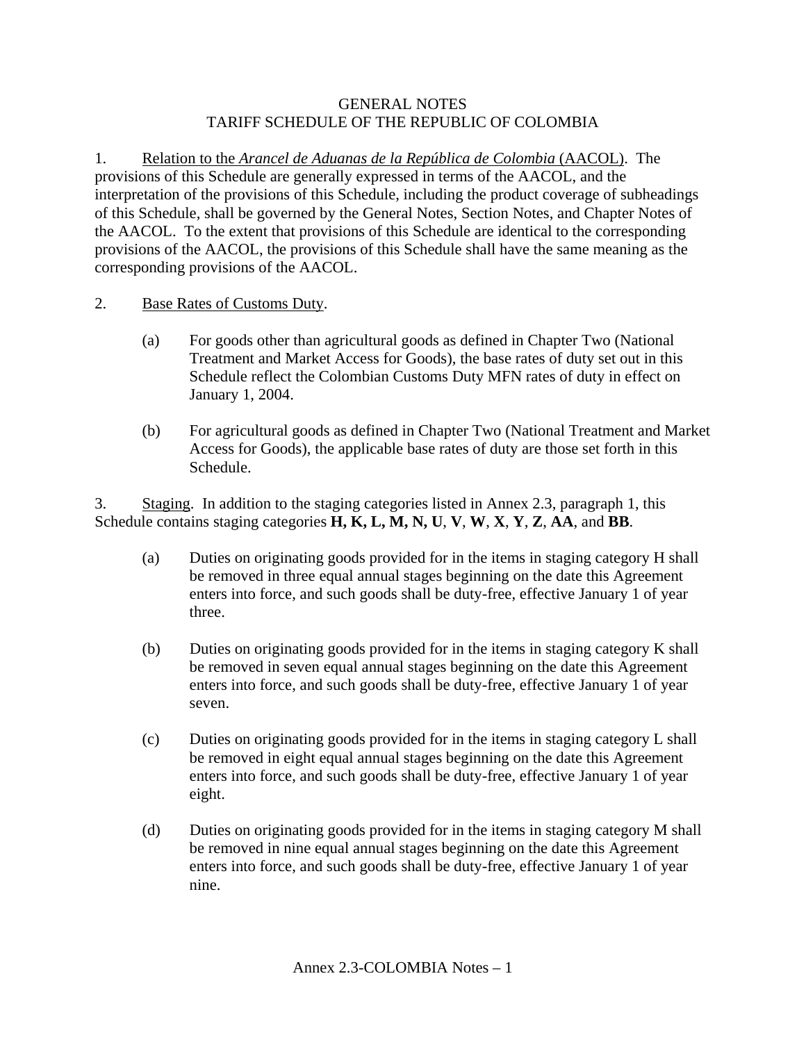# GENERAL NOTES
# TARIFF SCHEDULE OF THE REPUBLIC OF COLOMBIA

1. Relation to the *Arancel de Aduanas de la República de Colombia* (AACOL). The provisions of this Schedule are generally expressed in terms of the AACOL, and the interpretation of the provisions of this Schedule, including the product coverage of subheadings of this Schedule, shall be governed by the General Notes, Section Notes, and Chapter Notes of the AACOL. To the extent that provisions of this Schedule are identical to the corresponding provisions of the AACOL, the provisions of this Schedule shall have the same meaning as the corresponding provisions of the AACOL.

2. Base Rates of Customs Duty.

   (a) For goods other than agricultural goods as defined in Chapter Two (National Treatment and Market Access for Goods), the base rates of duty set out in this Schedule reflect the Colombian Customs Duty MFN rates of duty in effect on January 1, 2004.

   (b) For agricultural goods as defined in Chapter Two (National Treatment and Market Access for Goods), the applicable base rates of duty are those set forth in this Schedule.

3. Staging. In addition to the staging categories listed in Annex 2.3, paragraph 1, this Schedule contains staging categories **H, K, L, M, N, U**, **V**, **W**, **X**, **Y**, **Z**, **AA**, and **BB**.

   (a) Duties on originating goods provided for in the items in staging category H shall be removed in three equal annual stages beginning on the date this Agreement enters into force, and such goods shall be duty-free, effective January 1 of year three.

   (b) Duties on originating goods provided for in the items in staging category K shall be removed in seven equal annual stages beginning on the date this Agreement enters into force, and such goods shall be duty-free, effective January 1 of year seven.

   (c) Duties on originating goods provided for in the items in staging category L shall be removed in eight equal annual stages beginning on the date this Agreement enters into force, and such goods shall be duty-free, effective January 1 of year eight.

   (d) Duties on originating goods provided for in the items in staging category M shall be removed in nine equal annual stages beginning on the date this Agreement enters into force, and such goods shall be duty-free, effective January 1 of year nine.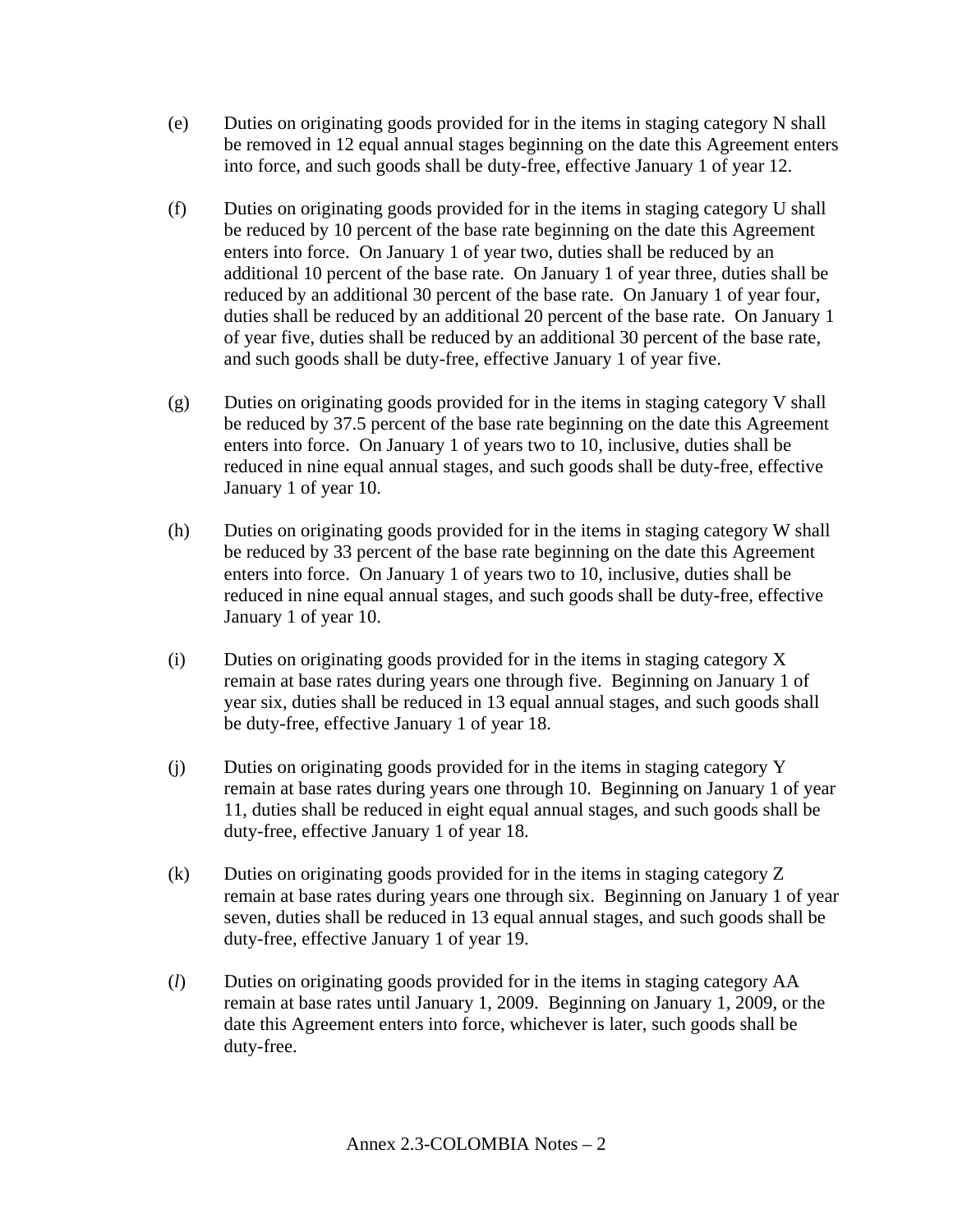(e) Duties on originating goods provided for in the items in staging category N shall be removed in 12 equal annual stages beginning on the date this Agreement enters into force, and such goods shall be duty-free, effective January 1 of year 12.

(f) Duties on originating goods provided for in the items in staging category U shall be reduced by 10 percent of the base rate beginning on the date this Agreement enters into force. On January 1 of year two, duties shall be reduced by an additional 10 percent of the base rate. On January 1 of year three, duties shall be reduced by an additional 30 percent of the base rate. On January 1 of year four, duties shall be reduced by an additional 20 percent of the base rate. On January 1 of year five, duties shall be reduced by an additional 30 percent of the base rate, and such goods shall be duty-free, effective January 1 of year five.

(g) Duties on originating goods provided for in the items in staging category V shall be reduced by 37.5 percent of the base rate beginning on the date this Agreement enters into force. On January 1 of years two to 10, inclusive, duties shall be reduced in nine equal annual stages, and such goods shall be duty-free, effective January 1 of year 10.

(h) Duties on originating goods provided for in the items in staging category W shall be reduced by 33 percent of the base rate beginning on the date this Agreement enters into force. On January 1 of years two to 10, inclusive, duties shall be reduced in nine equal annual stages, and such goods shall be duty-free, effective January 1 of year 10.

(i) Duties on originating goods provided for in the items in staging category X remain at base rates during years one through five. Beginning on January 1 of year six, duties shall be reduced in 13 equal annual stages, and such goods shall be duty-free, effective January 1 of year 18.

(j) Duties on originating goods provided for in the items in staging category Y remain at base rates during years one through 10. Beginning on January 1 of year 11, duties shall be reduced in eight equal annual stages, and such goods shall be duty-free, effective January 1 of year 18.

(k) Duties on originating goods provided for in the items in staging category Z remain at base rates during years one through six. Beginning on January 1 of year seven, duties shall be reduced in 13 equal annual stages, and such goods shall be duty-free, effective January 1 of year 19.

(*l*) Duties on originating goods provided for in the items in staging category AA remain at base rates until January 1, 2009. Beginning on January 1, 2009, or the date this Agreement enters into force, whichever is later, such goods shall be duty-free.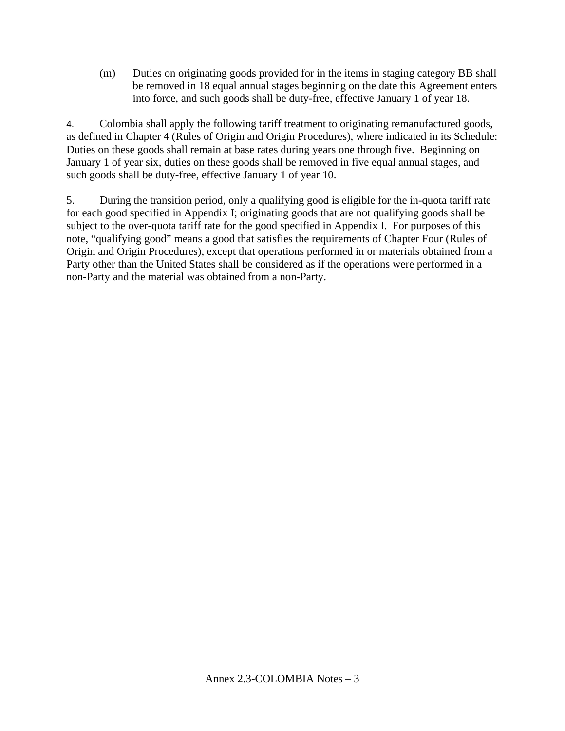(m) Duties on originating goods provided for in the items in staging category BB shall be removed in 18 equal annual stages beginning on the date this Agreement enters into force, and such goods shall be duty-free, effective January 1 of year 18.

4. Colombia shall apply the following tariff treatment to originating remanufactured goods, as defined in Chapter 4 (Rules of Origin and Origin Procedures), where indicated in its Schedule: Duties on these goods shall remain at base rates during years one through five. Beginning on January 1 of year six, duties on these goods shall be removed in five equal annual stages, and such goods shall be duty-free, effective January 1 of year 10.

5. During the transition period, only a qualifying good is eligible for the in-quota tariff rate for each good specified in Appendix I; originating goods that are not qualifying goods shall be subject to the over-quota tariff rate for the good specified in Appendix I. For purposes of this note, "qualifying good" means a good that satisfies the requirements of Chapter Four (Rules of Origin and Origin Procedures), except that operations performed in or materials obtained from a Party other than the United States shall be considered as if the operations were performed in a non-Party and the material was obtained from a non-Party.